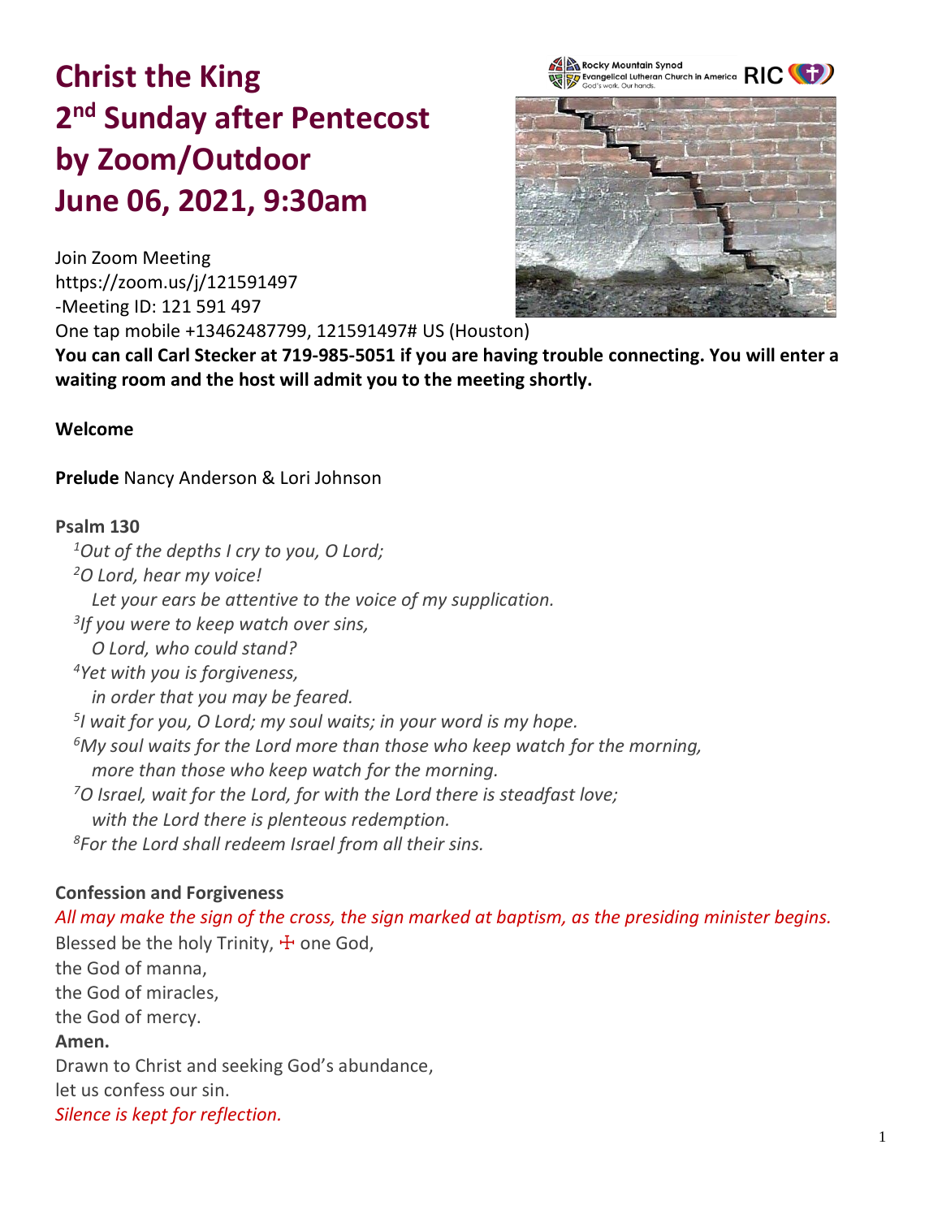# Christ the King
# 2nd Sunday after Pentecost
# by Zoom/Outdoor
# June 06, 2021, 9:30am

Join Zoom Meeting
https://zoom.us/j/121591497
-Meeting ID: 121 591 497
One tap mobile +13462487799, 121591497# US (Houston)
**You can call Carl Stecker at 719-985-5051 if you are having trouble connecting. You will enter a waiting room and the host will admit you to the meeting shortly.**

**Welcome**

**Prelude** Nancy Anderson & Lori Johnson

**Psalm 130**

*[1]Out of the depths I cry to you, O Lord;*
*[2]O Lord, hear my voice!*
*Let your ears be attentive to the voice of my supplication.*
*[3]If you were to keep watch over sins,*
*O Lord, who could stand?*
*[4]Yet with you is forgiveness,*
*in order that you may be feared.*
*[5]I wait for you, O Lord; my soul waits; in your word is my hope.*
*[6]My soul waits for the Lord more than those who keep watch for the morning,*
*more than those who keep watch for the morning.*
*[7]O Israel, wait for the Lord, for with the Lord there is steadfast love;*
*with the Lord there is plenteous redemption.*
*[8]For the Lord shall redeem Israel from all their sins.*

**Confession and Forgiveness**

*All may make the sign of the cross, the sign marked at baptism, as the presiding minister begins.*

Blessed be the holy Trinity, ☩ one God,
the God of manna,
the God of miracles,
the God of mercy.
**Amen.**
Drawn to Christ and seeking God's abundance,
let us confess our sin.
*Silence is kept for reflection.*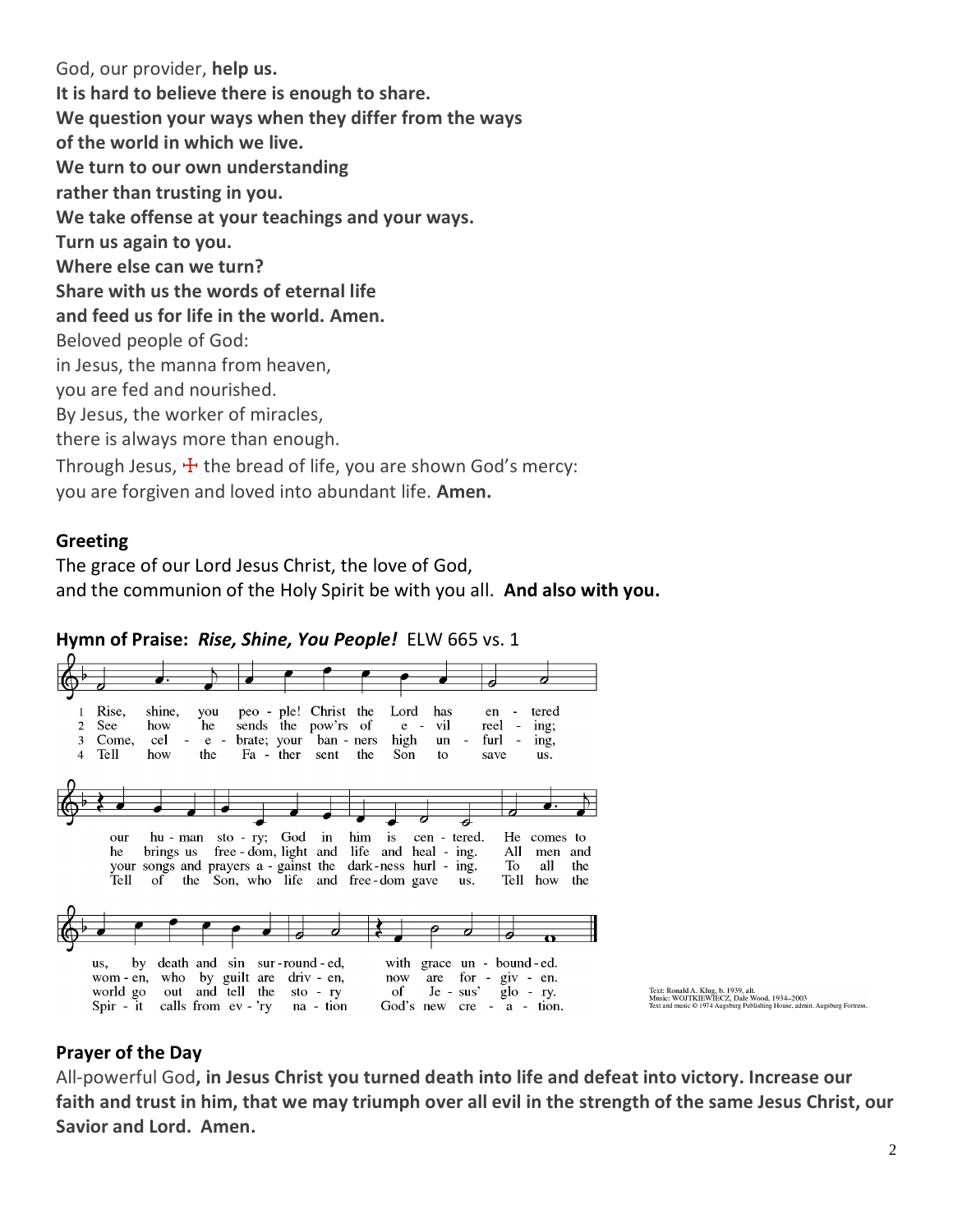God, our provider, **help us.**
**It is hard to believe there is enough to share.**
**We question your ways when they differ from the ways**
**of the world in which we live.**
**We turn to our own understanding**
**rather than trusting in you.**
**We take offense at your teachings and your ways.**
**Turn us again to you.**
**Where else can we turn?**
**Share with us the words of eternal life**
**and feed us for life in the world. Amen.**
Beloved people of God:
in Jesus, the manna from heaven,
you are fed and nourished.
By Jesus, the worker of miracles,
there is always more than enough.
Through Jesus, ☩ the bread of life, you are shown God's mercy:
you are forgiven and loved into abundant life. **Amen.**

**Greeting**

The grace of our Lord Jesus Christ, the love of God,
and the communion of the Holy Spirit be with you all. **And also with you.**

**Hymn of Praise:** ***Rise, Shine, You People!*** ELW 665 vs. 1

1 Rise, shine, you people! Christ the Lord has entered our human story; God in him is centered. He comes to us, by death and sin surrounded, with grace unbounded.

2 See how he sends the pow'rs of evil reeling; he brings us freedom, light and life and healing. All men and women, who by guilt are driven, now are forgiven.

3 Come, celebrate; your banners high unfurling, your songs and prayers against the darkness hurling. To all the world go out and tell the story of Jesus' glory.

4 Tell how the Father sent the Son to save us. Tell of the Son, who life and freedom gave us. Tell how the Spirit calls from ev'ry nation God's new creation.

Text: Ronald A. Klug, b. 1939, alt.
Music: WOJTKIEWIECZ, Dale Wood, 1934–2003
Text and music © 1974 Augsburg Publishing House, admin. Augsburg Fortress.

**Prayer of the Day**

All-powerful God**, in Jesus Christ you turned death into life and defeat into victory. Increase our faith and trust in him, that we may triumph over all evil in the strength of the same Jesus Christ, our Savior and Lord. Amen.**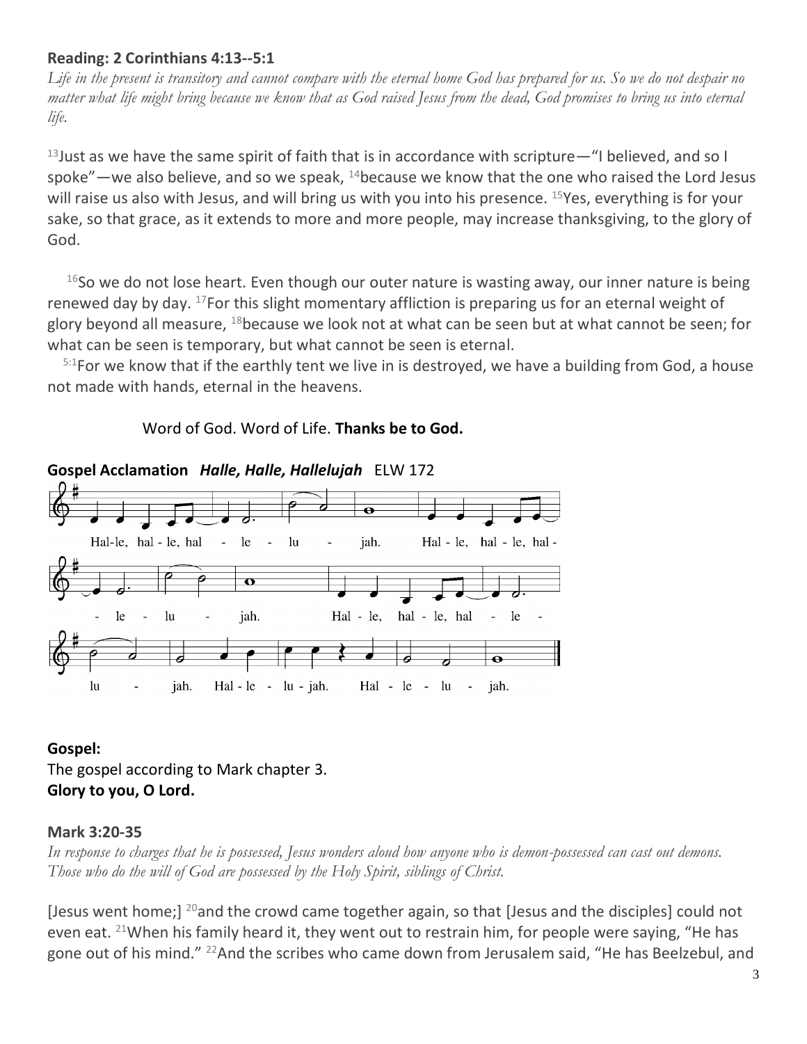**Reading: 2 Corinthians 4:13--5:1**

*Life in the present is transitory and cannot compare with the eternal home God has prepared for us. So we do not despair no matter what life might bring because we know that as God raised Jesus from the dead, God promises to bring us into eternal life.*

[13]Just as we have the same spirit of faith that is in accordance with scripture—"I believed, and so I spoke"—we also believe, and so we speak, [14]because we know that the one who raised the Lord Jesus will raise us also with Jesus, and will bring us with you into his presence. [15]Yes, everything is for your sake, so that grace, as it extends to more and more people, may increase thanksgiving, to the glory of God.

[16]So we do not lose heart. Even though our outer nature is wasting away, our inner nature is being renewed day by day. [17]For this slight momentary affliction is preparing us for an eternal weight of glory beyond all measure, [18]because we look not at what can be seen but at what cannot be seen; for what can be seen is temporary, but what cannot be seen is eternal.

[5:1]For we know that if the earthly tent we live in is destroyed, we have a building from God, a house not made with hands, eternal in the heavens.

Word of God. Word of Life. **Thanks be to God.**

**Gospel Acclamation** ***Halle, Halle, Hallelujah*** ELW 172

**Gospel:**
The gospel according to Mark chapter 3.
**Glory to you, O Lord.**

**Mark 3:20-35**

*In response to charges that he is possessed, Jesus wonders aloud how anyone who is demon-possessed can cast out demons. Those who do the will of God are possessed by the Holy Spirit, siblings of Christ.*

[Jesus went home;] [20]and the crowd came together again, so that [Jesus and the disciples] could not even eat. [21]When his family heard it, they went out to restrain him, for people were saying, "He has gone out of his mind." [22]And the scribes who came down from Jerusalem said, "He has Beelzebul, and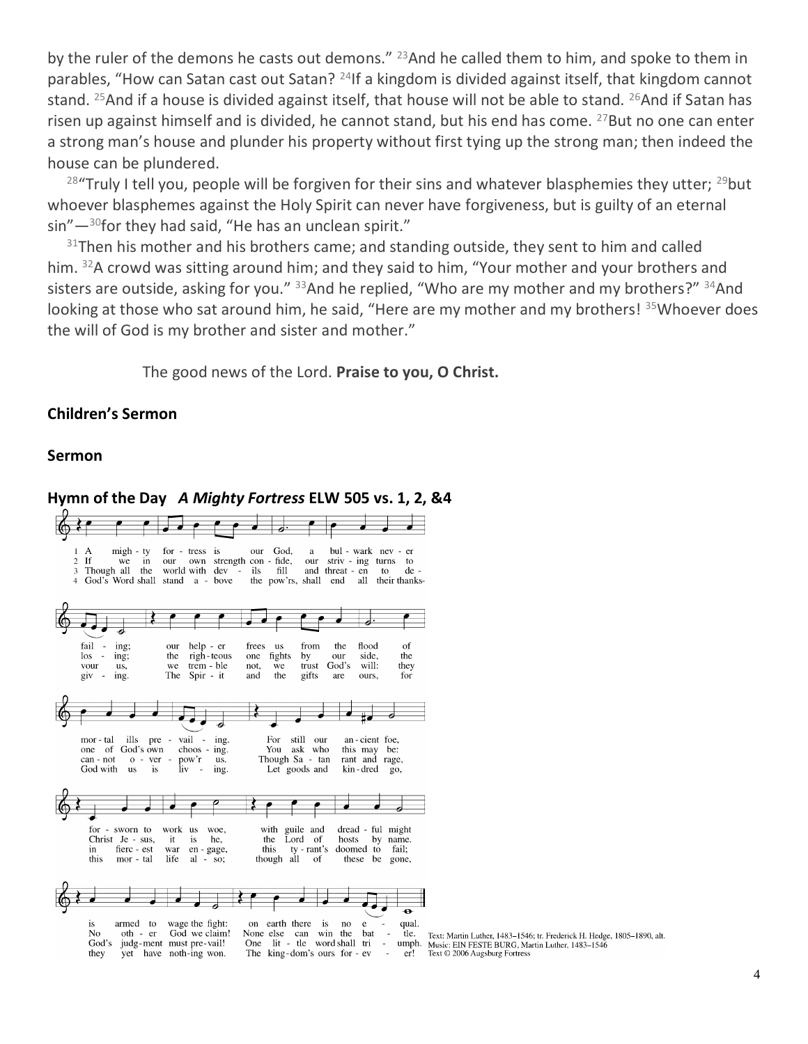by the ruler of the demons he casts out demons." [23]And he called them to him, and spoke to them in parables, "How can Satan cast out Satan? [24]If a kingdom is divided against itself, that kingdom cannot stand. [25]And if a house is divided against itself, that house will not be able to stand. [26]And if Satan has risen up against himself and is divided, he cannot stand, but his end has come. [27]But no one can enter a strong man's house and plunder his property without first tying up the strong man; then indeed the house can be plundered.

[28]"Truly I tell you, people will be forgiven for their sins and whatever blasphemies they utter; [29]but whoever blasphemes against the Holy Spirit can never have forgiveness, but is guilty of an eternal sin"—[30]for they had said, "He has an unclean spirit."

[31]Then his mother and his brothers came; and standing outside, they sent to him and called him. [32]A crowd was sitting around him; and they said to him, "Your mother and your brothers and sisters are outside, asking for you." [33]And he replied, "Who are my mother and my brothers?" [34]And looking at those who sat around him, he said, "Here are my mother and my brothers! [35]Whoever does the will of God is my brother and sister and mother."

The good news of the Lord. **Praise to you, O Christ.**

**Children's Sermon**

**Sermon**

**Hymn of the Day** ***A Mighty Fortress*** **ELW 505 vs. 1, 2, &4**

1 A mighty fortress is our God, a bulwark never failing; our helper he frees us from the flood of mortal ills prevailing. For still our ancient foe, forsworn to work us woe, with guile and dreadful might is armed to wage the fight: on earth there is no equal.

2 If we in our own strength confide, our striving turns to losing; the righteous one fights by our side, the one of God's own choosing. You ask who this may be: Christ Jesus, it is he, the Lord of hosts by name. No other God we claim! None else can win the battle.

3 Though all the world with devils fill and threaten to devour us, we tremble not, we trust God's will: they cannot overpower us. Though Satan rant and rage, in fiercest war engage, this tyrant's doomed to fail; God's judgment must prevail! One little word shall triumph.

4 God's Word shall stand above the pow'rs, shall end all their thanksgiving. The Spirit and the gifts are ours, for God with us is living. Let goods and kindred go, this mortal life also; though all of these be gone, they yet have nothing won. The kingdom's ours forever!

Text: Martin Luther, 1483–1546; tr. Frederick H. Hedge, 1805–1890, alt.
Music: EIN FESTE BURG, Martin Luther, 1483–1546
Text © 2006 Augsburg Fortress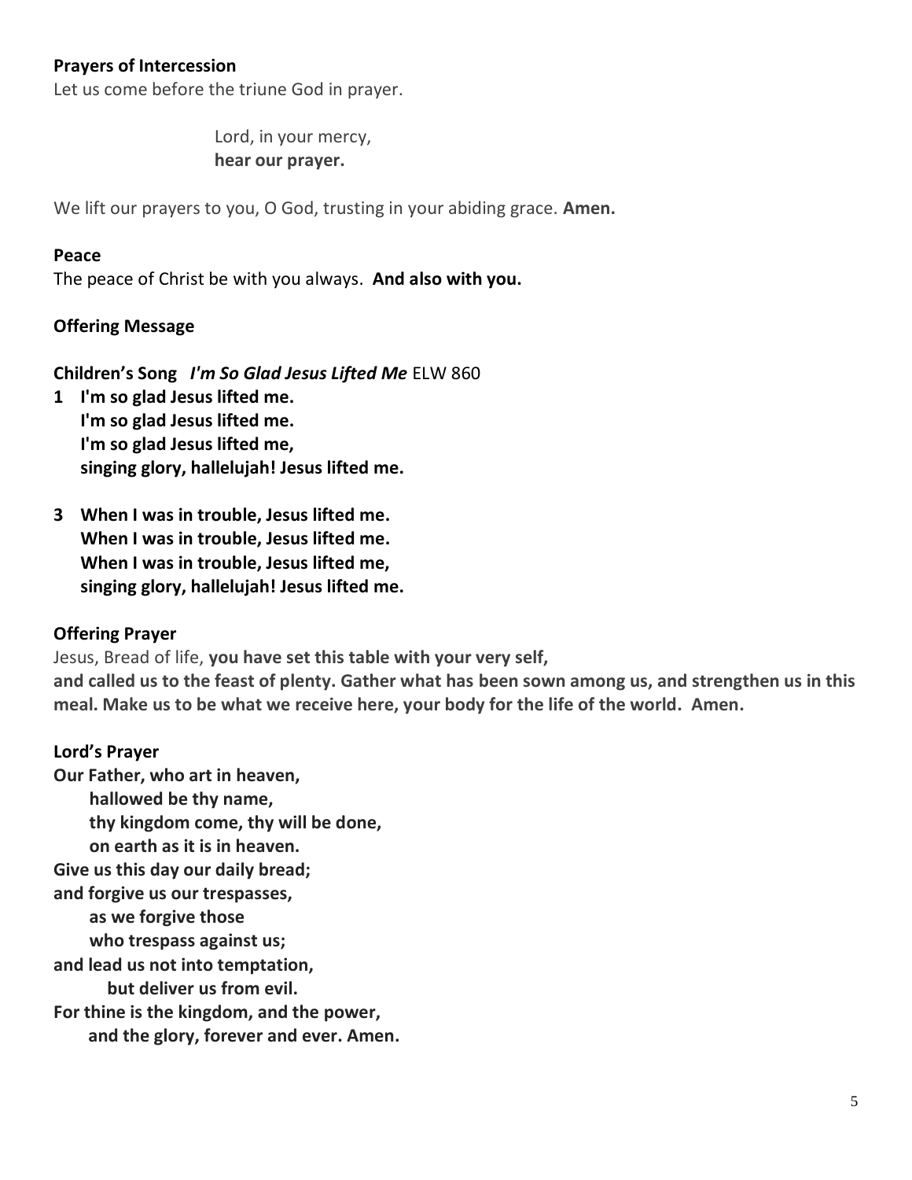**Prayers of Intercession**

Let us come before the triune God in prayer.

Lord, in your mercy,
**hear our prayer.**

We lift our prayers to you, O God, trusting in your abiding grace. **Amen.**

**Peace**

The peace of Christ be with you always. **And also with you.**

**Offering Message**

**Children's Song** ***I'm So Glad Jesus Lifted Me*** ELW 860

**1 I'm so glad Jesus lifted me.
I'm so glad Jesus lifted me.
I'm so glad Jesus lifted me,
singing glory, hallelujah! Jesus lifted me.**

**3 When I was in trouble, Jesus lifted me.
When I was in trouble, Jesus lifted me.
When I was in trouble, Jesus lifted me,
singing glory, hallelujah! Jesus lifted me.**

**Offering Prayer**

Jesus, Bread of life, **you have set this table with your very self,
and called us to the feast of plenty. Gather what has been sown among us, and strengthen us in this meal. Make us to be what we receive here, your body for the life of the world. Amen.**

**Lord's Prayer**

**Our Father, who art in heaven,
hallowed be thy name,
thy kingdom come, thy will be done,
on earth as it is in heaven.
Give us this day our daily bread;
and forgive us our trespasses,
as we forgive those
who trespass against us;
and lead us not into temptation,
but deliver us from evil.
For thine is the kingdom, and the power,
and the glory, forever and ever. Amen.**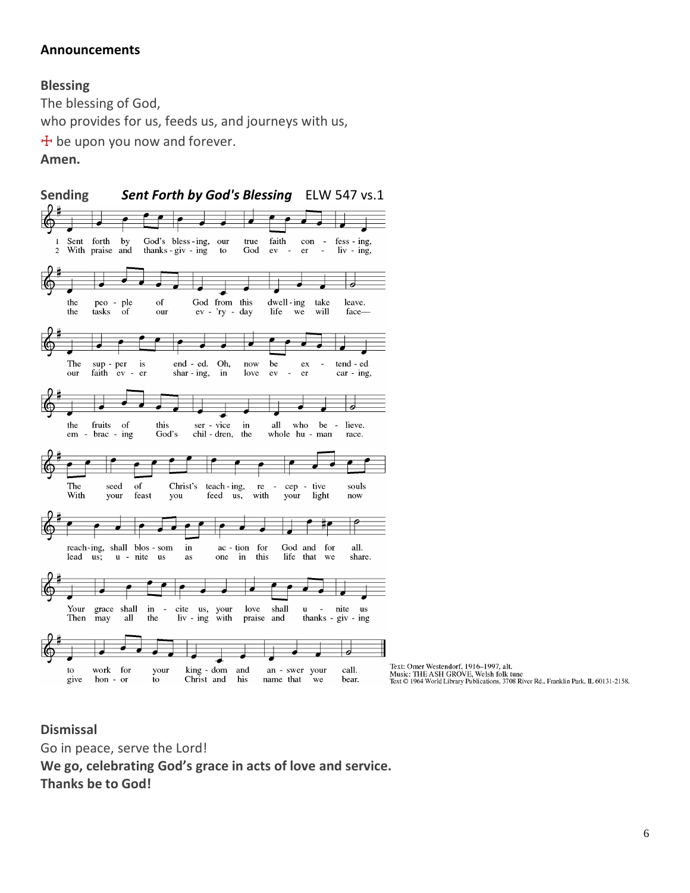**Announcements**

**Blessing**

The blessing of God,
who provides for us, feeds us, and journeys with us,
☩ be upon you now and forever.
**Amen.**

**Sending** ***Sent Forth by God's Blessing*** ELW 547 vs.1

1 Sent forth by God's blessing, our true faith confessing, the people of God from this dwelling take leave. The supper is ended. Oh, now be extended the fruits of this service in all who believe. The seed of Christ's teaching, receptive souls reaching, shall blossom in action for God and for all. Your grace shall incite us, your love shall unite us to work for your kingdom and answer your call.

2 With praise and thanksgiving to God ever-living, the tasks of our ev'ryday life we will face— our faith ever sharing, in love ever caring, embracing God's children, the whole human race. With your feast you feed us, with your light now lead us; unite us as one in this life that we share. Then may all the living with praise and thanksgiving give honor to Christ and his name that we bear.

Text: Omer Westendorf, 1916–1997, alt.
Music: THE ASH GROVE, Welsh folk tune
Text © 1964 World Library Publications, 3708 River Rd., Franklin Park, IL 60131-2158.

**Dismissal**

Go in peace, serve the Lord!
**We go, celebrating God's grace in acts of love and service.**
**Thanks be to God!**